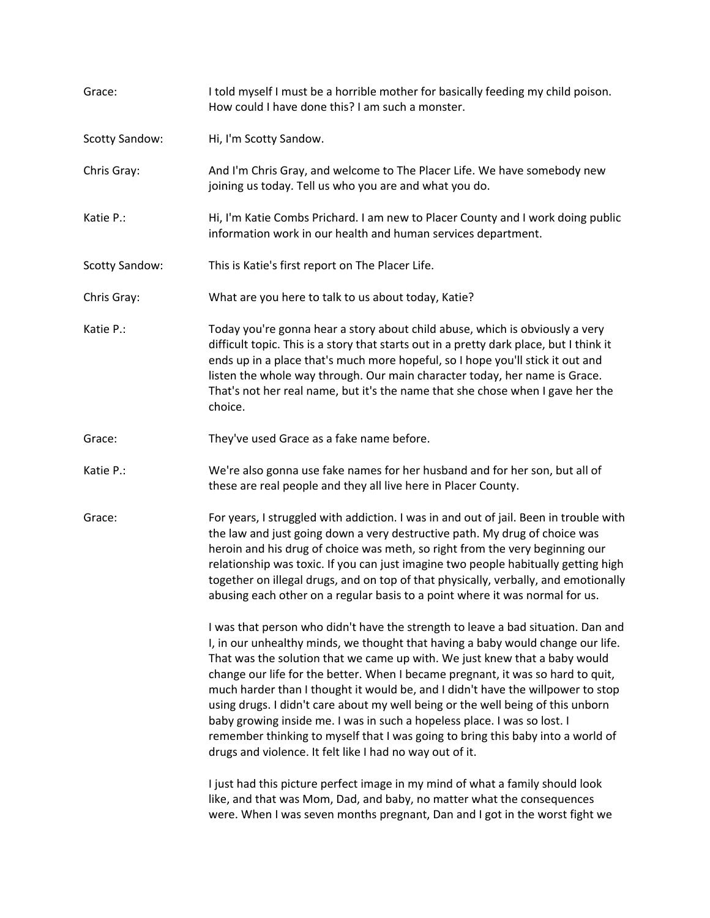**Grace:** I told myself I must be a horrible mother for basically feeding my child poison. How could I have done this? I am such a monster.

**Scotty Sandow:** Hi, I'm Scotty Sandow.

**Chris Gray:** And I'm Chris Gray, and welcome to The Placer Life. We have somebody new joining us today. Tell us who you are and what you do.

**Katie P.:** Hi, I'm Katie Combs Prichard. I am new to Placer County and I work doing public information work in our health and human services department.

**Scotty Sandow:** This is Katie's first report on The Placer Life.

**Chris Gray:** What are you here to talk to us about today, Katie?

**Katie P.:** Today you're gonna hear a story about child abuse, which is obviously a very difficult topic. This is a story that starts out in a pretty dark place, but I think it ends up in a place that's much more hopeful, so I hope you'll stick it out and listen the whole way through. Our main character today, her name is Grace. That's not her real name, but it's the name that she chose when I gave her the choice.

**Grace:** They've used Grace as a fake name before.

**Katie P.:** We're also gonna use fake names for her husband and for her son, but all of these are real people and they all live here in Placer County.

**Grace:** For years, I struggled with addiction. I was in and out of jail. Been in trouble with the law and just going down a very destructive path. My drug of choice was heroin and his drug of choice was meth, so right from the very beginning our relationship was toxic. If you can just imagine two people habitually getting high together on illegal drugs, and on top of that physically, verbally, and emotionally abusing each other on a regular basis to a point where it was normal for us.

I was that person who didn't have the strength to leave a bad situation. Dan and I, in our unhealthy minds, we thought that having a baby would change our life. That was the solution that we came up with. We just knew that a baby would change our life for the better. When I became pregnant, it was so hard to quit, much harder than I thought it would be, and I didn't have the willpower to stop using drugs. I didn't care about my well being or the well being of this unborn baby growing inside me. I was in such a hopeless place. I was so lost. I remember thinking to myself that I was going to bring this baby into a world of drugs and violence. It felt like I had no way out of it.

I just had this picture perfect image in my mind of what a family should look like, and that was Mom, Dad, and baby, no matter what the consequences were. When I was seven months pregnant, Dan and I got in the worst fight we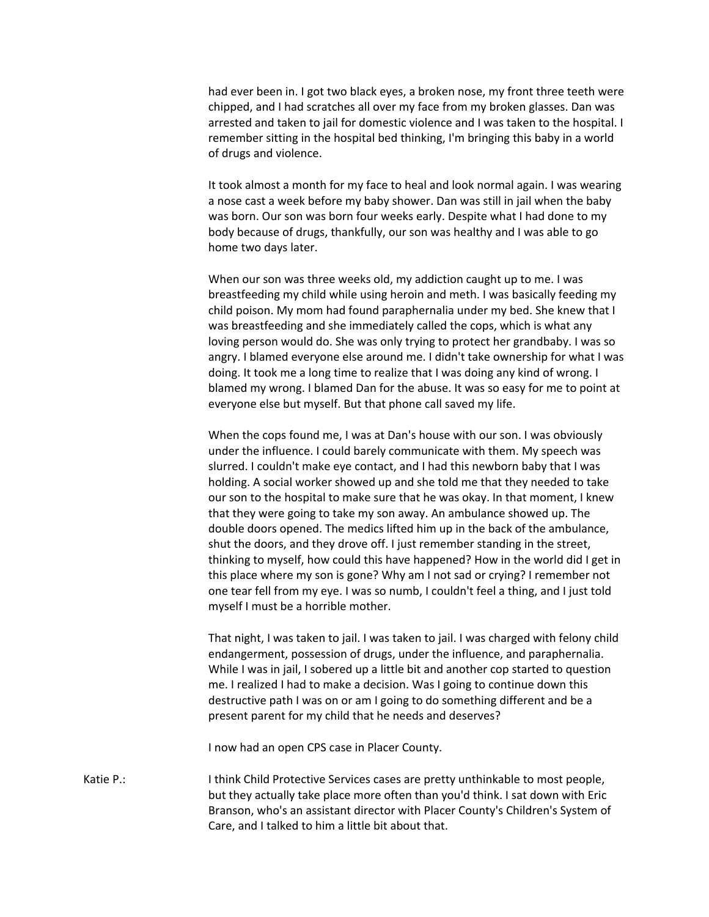had ever been in. I got two black eyes, a broken nose, my front three teeth were chipped, and I had scratches all over my face from my broken glasses. Dan was arrested and taken to jail for domestic violence and I was taken to the hospital. I remember sitting in the hospital bed thinking, I'm bringing this baby in a world of drugs and violence.

It took almost a month for my face to heal and look normal again. I was wearing a nose cast a week before my baby shower. Dan was still in jail when the baby was born. Our son was born four weeks early. Despite what I had done to my body because of drugs, thankfully, our son was healthy and I was able to go home two days later.

When our son was three weeks old, my addiction caught up to me. I was breastfeeding my child while using heroin and meth. I was basically feeding my child poison. My mom had found paraphernalia under my bed. She knew that I was breastfeeding and she immediately called the cops, which is what any loving person would do. She was only trying to protect her grandbaby. I was so angry. I blamed everyone else around me. I didn't take ownership for what I was doing. It took me a long time to realize that I was doing any kind of wrong. I blamed my wrong. I blamed Dan for the abuse. It was so easy for me to point at everyone else but myself. But that phone call saved my life.

When the cops found me, I was at Dan's house with our son. I was obviously under the influence. I could barely communicate with them. My speech was slurred. I couldn't make eye contact, and I had this newborn baby that I was holding. A social worker showed up and she told me that they needed to take our son to the hospital to make sure that he was okay. In that moment, I knew that they were going to take my son away. An ambulance showed up. The double doors opened. The medics lifted him up in the back of the ambulance, shut the doors, and they drove off. I just remember standing in the street, thinking to myself, how could this have happened? How in the world did I get in this place where my son is gone? Why am I not sad or crying? I remember not one tear fell from my eye. I was so numb, I couldn't feel a thing, and I just told myself I must be a horrible mother.

That night, I was taken to jail. I was taken to jail. I was charged with felony child endangerment, possession of drugs, under the influence, and paraphernalia. While I was in jail, I sobered up a little bit and another cop started to question me. I realized I had to make a decision. Was I going to continue down this destructive path I was on or am I going to do something different and be a present parent for my child that he needs and deserves?

I now had an open CPS case in Placer County.

Katie P.: I think Child Protective Services cases are pretty unthinkable to most people, but they actually take place more often than you'd think. I sat down with Eric Branson, who's an assistant director with Placer County's Children's System of Care, and I talked to him a little bit about that.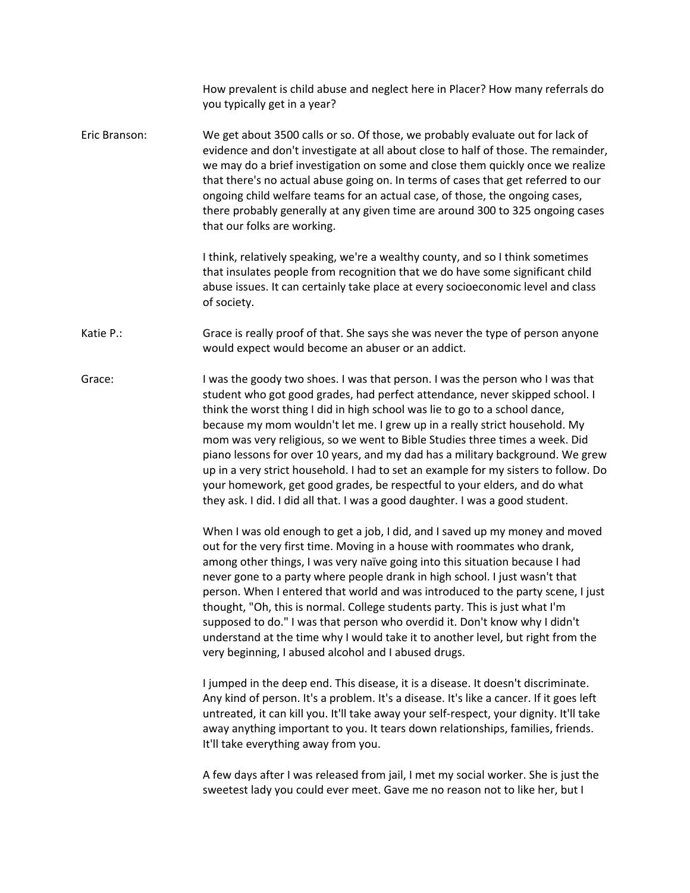How prevalent is child abuse and neglect here in Placer? How many referrals do you typically get in a year?

**Eric Branson:** We get about 3500 calls or so. Of those, we probably evaluate out for lack of evidence and don't investigate at all about close to half of those. The remainder, we may do a brief investigation on some and close them quickly once we realize that there's no actual abuse going on. In terms of cases that get referred to our ongoing child welfare teams for an actual case, of those, the ongoing cases, there probably generally at any given time are around 300 to 325 ongoing cases that our folks are working.

I think, relatively speaking, we're a wealthy county, and so I think sometimes that insulates people from recognition that we do have some significant child abuse issues. It can certainly take place at every socioeconomic level and class of society.

**Katie P.:** Grace is really proof of that. She says she was never the type of person anyone would expect would become an abuser or an addict.

**Grace:** I was the goody two shoes. I was that person. I was the person who I was that student who got good grades, had perfect attendance, never skipped school. I think the worst thing I did in high school was lie to go to a school dance, because my mom wouldn't let me. I grew up in a really strict household. My mom was very religious, so we went to Bible Studies three times a week. Did piano lessons for over 10 years, and my dad has a military background. We grew up in a very strict household. I had to set an example for my sisters to follow. Do your homework, get good grades, be respectful to your elders, and do what they ask. I did. I did all that. I was a good daughter. I was a good student.

When I was old enough to get a job, I did, and I saved up my money and moved out for the very first time. Moving in a house with roommates who drank, among other things, I was very naïve going into this situation because I had never gone to a party where people drank in high school. I just wasn't that person. When I entered that world and was introduced to the party scene, I just thought, "Oh, this is normal. College students party. This is just what I'm supposed to do." I was that person who overdid it. Don't know why I didn't understand at the time why I would take it to another level, but right from the very beginning, I abused alcohol and I abused drugs.

I jumped in the deep end. This disease, it is a disease. It doesn't discriminate. Any kind of person. It's a problem. It's a disease. It's like a cancer. If it goes left untreated, it can kill you. It'll take away your self-respect, your dignity. It'll take away anything important to you. It tears down relationships, families, friends. It'll take everything away from you.

A few days after I was released from jail, I met my social worker. She is just the sweetest lady you could ever meet. Gave me no reason not to like her, but I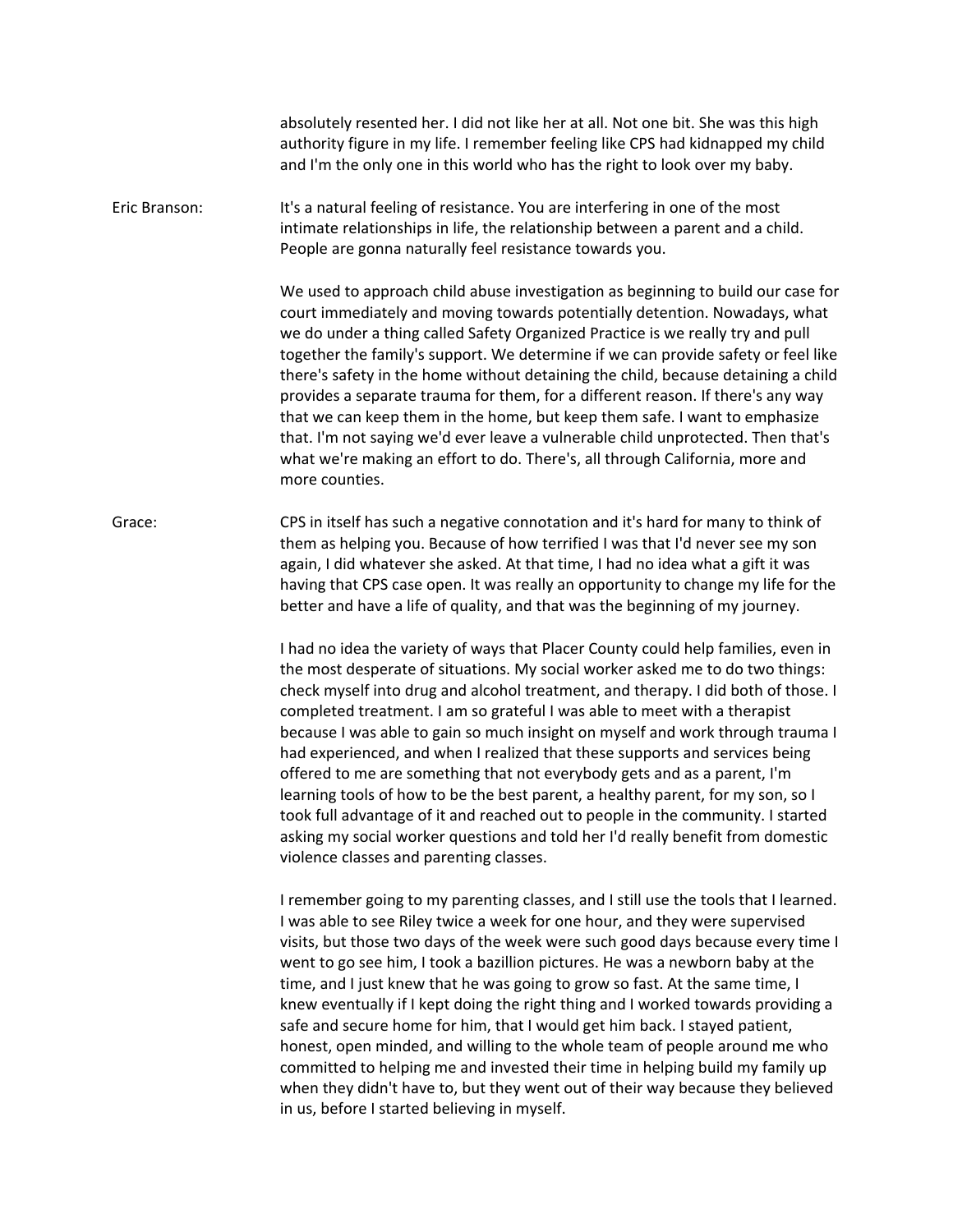absolutely resented her. I did not like her at all. Not one bit. She was this high authority figure in my life. I remember feeling like CPS had kidnapped my child and I'm the only one in this world who has the right to look over my baby.

**Eric Branson:** It's a natural feeling of resistance. You are interfering in one of the most intimate relationships in life, the relationship between a parent and a child. People are gonna naturally feel resistance towards you.

We used to approach child abuse investigation as beginning to build our case for court immediately and moving towards potentially detention. Nowadays, what we do under a thing called Safety Organized Practice is we really try and pull together the family's support. We determine if we can provide safety or feel like there's safety in the home without detaining the child, because detaining a child provides a separate trauma for them, for a different reason. If there's any way that we can keep them in the home, but keep them safe. I want to emphasize that. I'm not saying we'd ever leave a vulnerable child unprotected. Then that's what we're making an effort to do. There's, all through California, more and more counties.

**Grace:** CPS in itself has such a negative connotation and it's hard for many to think of them as helping you. Because of how terrified I was that I'd never see my son again, I did whatever she asked. At that time, I had no idea what a gift it was having that CPS case open. It was really an opportunity to change my life for the better and have a life of quality, and that was the beginning of my journey.

I had no idea the variety of ways that Placer County could help families, even in the most desperate of situations. My social worker asked me to do two things: check myself into drug and alcohol treatment, and therapy. I did both of those. I completed treatment. I am so grateful I was able to meet with a therapist because I was able to gain so much insight on myself and work through trauma I had experienced, and when I realized that these supports and services being offered to me are something that not everybody gets and as a parent, I'm learning tools of how to be the best parent, a healthy parent, for my son, so I took full advantage of it and reached out to people in the community. I started asking my social worker questions and told her I'd really benefit from domestic violence classes and parenting classes.

I remember going to my parenting classes, and I still use the tools that I learned. I was able to see Riley twice a week for one hour, and they were supervised visits, but those two days of the week were such good days because every time I went to go see him, I took a bazillion pictures. He was a newborn baby at the time, and I just knew that he was going to grow so fast. At the same time, I knew eventually if I kept doing the right thing and I worked towards providing a safe and secure home for him, that I would get him back. I stayed patient, honest, open minded, and willing to the whole team of people around me who committed to helping me and invested their time in helping build my family up when they didn't have to, but they went out of their way because they believed in us, before I started believing in myself.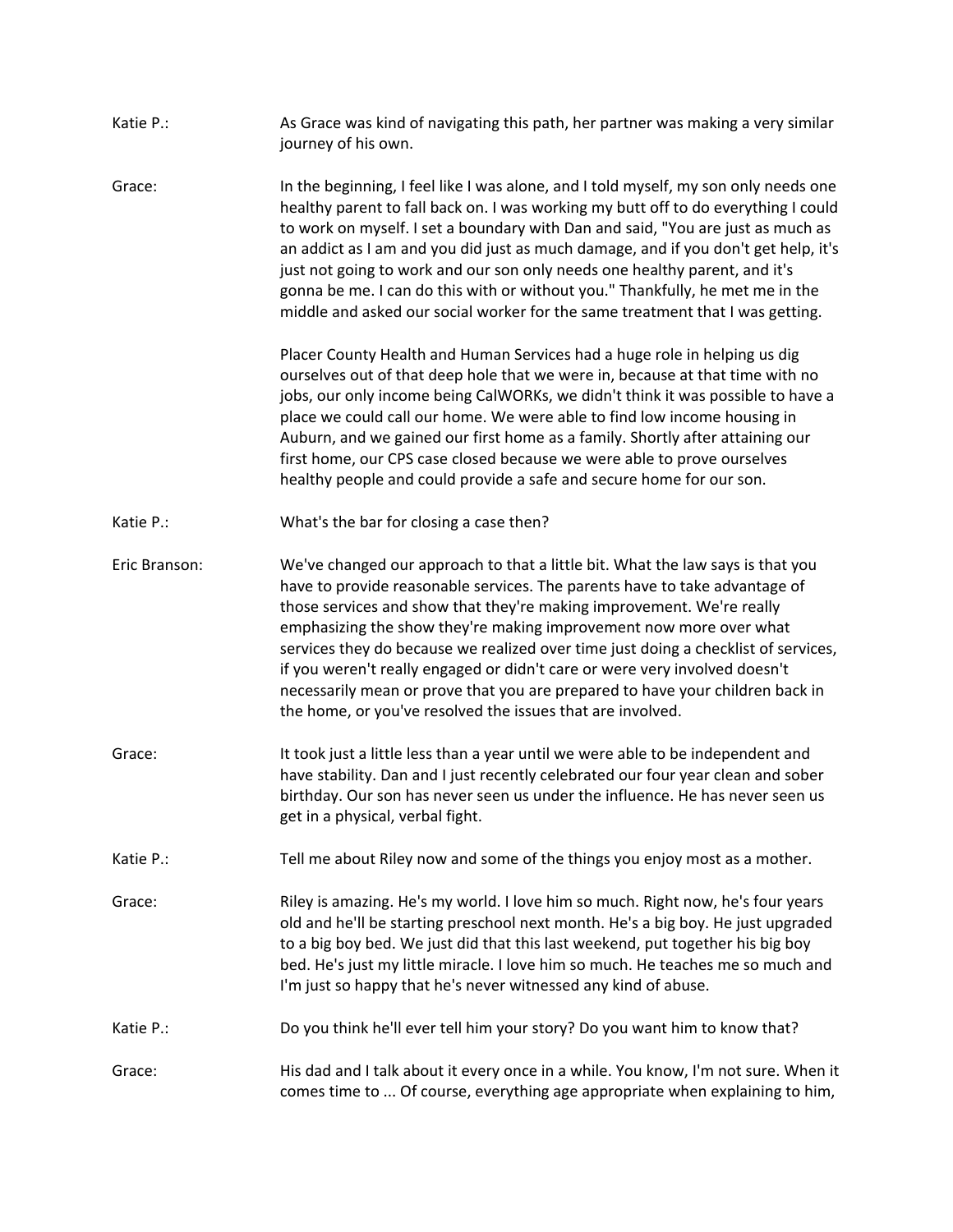**Katie P.:** As Grace was kind of navigating this path, her partner was making a very similar journey of his own.

**Grace:** In the beginning, I feel like I was alone, and I told myself, my son only needs one healthy parent to fall back on. I was working my butt off to do everything I could to work on myself. I set a boundary with Dan and said, "You are just as much as an addict as I am and you did just as much damage, and if you don't get help, it's just not going to work and our son only needs one healthy parent, and it's gonna be me. I can do this with or without you." Thankfully, he met me in the middle and asked our social worker for the same treatment that I was getting.

Placer County Health and Human Services had a huge role in helping us dig ourselves out of that deep hole that we were in, because at that time with no jobs, our only income being CalWORKs, we didn't think it was possible to have a place we could call our home. We were able to find low income housing in Auburn, and we gained our first home as a family. Shortly after attaining our first home, our CPS case closed because we were able to prove ourselves healthy people and could provide a safe and secure home for our son.

**Katie P.:** What's the bar for closing a case then?

**Eric Branson:** We've changed our approach to that a little bit. What the law says is that you have to provide reasonable services. The parents have to take advantage of those services and show that they're making improvement. We're really emphasizing the show they're making improvement now more over what services they do because we realized over time just doing a checklist of services, if you weren't really engaged or didn't care or were very involved doesn't necessarily mean or prove that you are prepared to have your children back in the home, or you've resolved the issues that are involved.

**Grace:** It took just a little less than a year until we were able to be independent and have stability. Dan and I just recently celebrated our four year clean and sober birthday. Our son has never seen us under the influence. He has never seen us get in a physical, verbal fight.

**Katie P.:** Tell me about Riley now and some of the things you enjoy most as a mother.

**Grace:** Riley is amazing. He's my world. I love him so much. Right now, he's four years old and he'll be starting preschool next month. He's a big boy. He just upgraded to a big boy bed. We just did that this last weekend, put together his big boy bed. He's just my little miracle. I love him so much. He teaches me so much and I'm just so happy that he's never witnessed any kind of abuse.

**Katie P.:** Do you think he'll ever tell him your story? Do you want him to know that?

**Grace:** His dad and I talk about it every once in a while. You know, I'm not sure. When it comes time to ... Of course, everything age appropriate when explaining to him,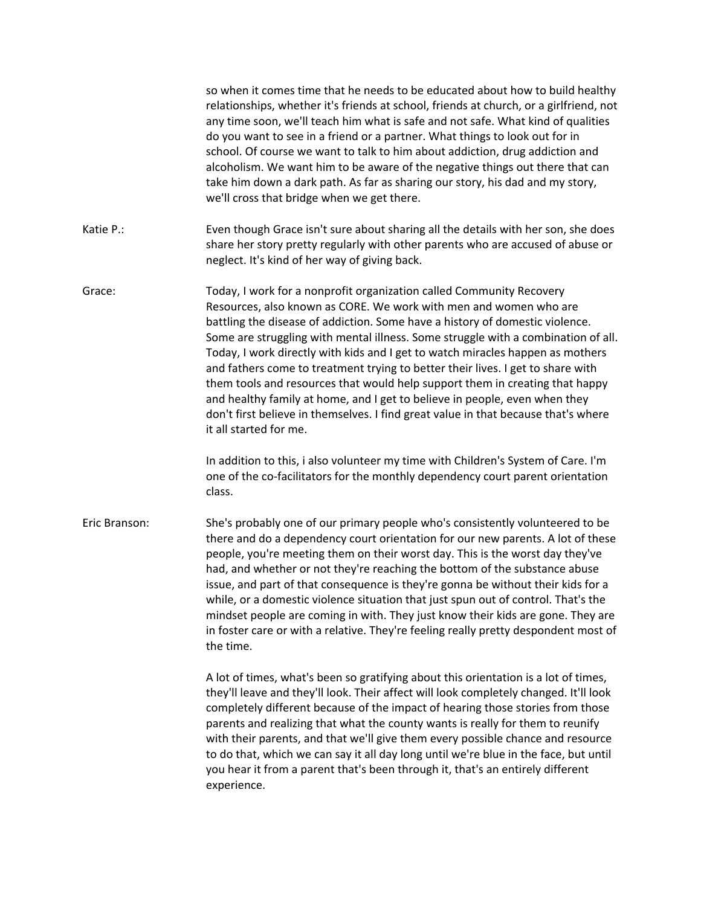so when it comes time that he needs to be educated about how to build healthy relationships, whether it's friends at school, friends at church, or a girlfriend, not any time soon, we'll teach him what is safe and not safe. What kind of qualities do you want to see in a friend or a partner. What things to look out for in school. Of course we want to talk to him about addiction, drug addiction and alcoholism. We want him to be aware of the negative things out there that can take him down a dark path. As far as sharing our story, his dad and my story, we'll cross that bridge when we get there.

**Katie P.:** Even though Grace isn't sure about sharing all the details with her son, she does share her story pretty regularly with other parents who are accused of abuse or neglect. It's kind of her way of giving back.

**Grace:** Today, I work for a nonprofit organization called Community Recovery Resources, also known as CORE. We work with men and women who are battling the disease of addiction. Some have a history of domestic violence. Some are struggling with mental illness. Some struggle with a combination of all. Today, I work directly with kids and I get to watch miracles happen as mothers and fathers come to treatment trying to better their lives. I get to share with them tools and resources that would help support them in creating that happy and healthy family at home, and I get to believe in people, even when they don't first believe in themselves. I find great value in that because that's where it all started for me.

In addition to this, i also volunteer my time with Children's System of Care. I'm one of the co-facilitators for the monthly dependency court parent orientation class.

**Eric Branson:** She's probably one of our primary people who's consistently volunteered to be there and do a dependency court orientation for our new parents. A lot of these people, you're meeting them on their worst day. This is the worst day they've had, and whether or not they're reaching the bottom of the substance abuse issue, and part of that consequence is they're gonna be without their kids for a while, or a domestic violence situation that just spun out of control. That's the mindset people are coming in with. They just know their kids are gone. They are in foster care or with a relative. They're feeling really pretty despondent most of the time.

A lot of times, what's been so gratifying about this orientation is a lot of times, they'll leave and they'll look. Their affect will look completely changed. It'll look completely different because of the impact of hearing those stories from those parents and realizing that what the county wants is really for them to reunify with their parents, and that we'll give them every possible chance and resource to do that, which we can say it all day long until we're blue in the face, but until you hear it from a parent that's been through it, that's an entirely different experience.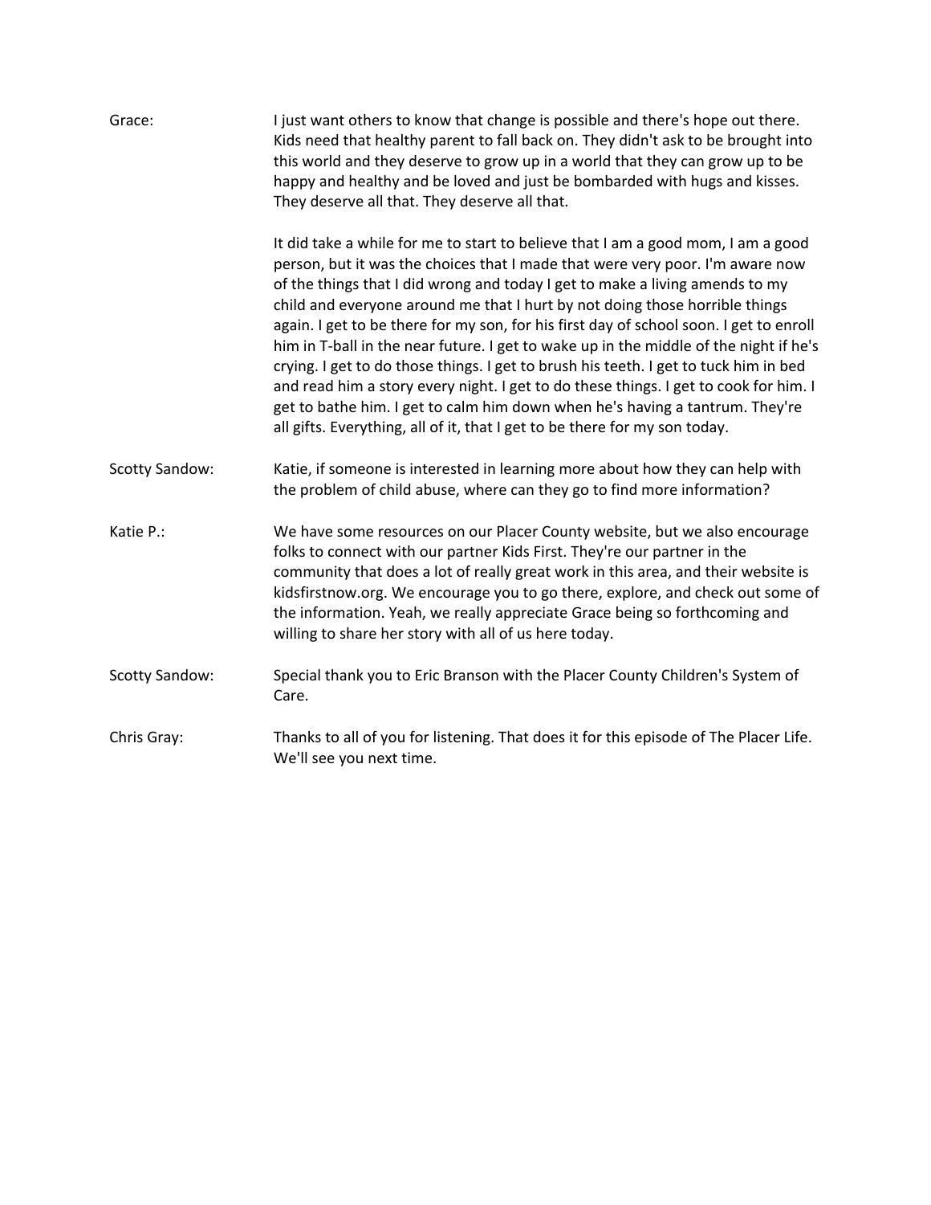Grace: I just want others to know that change is possible and there's hope out there. Kids need that healthy parent to fall back on. They didn't ask to be brought into this world and they deserve to grow up in a world that they can grow up to be happy and healthy and be loved and just be bombarded with hugs and kisses. They deserve all that. They deserve all that.

It did take a while for me to start to believe that I am a good mom, I am a good person, but it was the choices that I made that were very poor. I'm aware now of the things that I did wrong and today I get to make a living amends to my child and everyone around me that I hurt by not doing those horrible things again. I get to be there for my son, for his first day of school soon. I get to enroll him in T-ball in the near future. I get to wake up in the middle of the night if he's crying. I get to do those things. I get to brush his teeth. I get to tuck him in bed and read him a story every night. I get to do these things. I get to cook for him. I get to bathe him. I get to calm him down when he's having a tantrum. They're all gifts. Everything, all of it, that I get to be there for my son today.

Scotty Sandow: Katie, if someone is interested in learning more about how they can help with the problem of child abuse, where can they go to find more information?

Katie P.: We have some resources on our Placer County website, but we also encourage folks to connect with our partner Kids First. They're our partner in the community that does a lot of really great work in this area, and their website is kidsfirstnow.org. We encourage you to go there, explore, and check out some of the information. Yeah, we really appreciate Grace being so forthcoming and willing to share her story with all of us here today.

Scotty Sandow: Special thank you to Eric Branson with the Placer County Children's System of Care.

Chris Gray: Thanks to all of you for listening. That does it for this episode of The Placer Life. We'll see you next time.